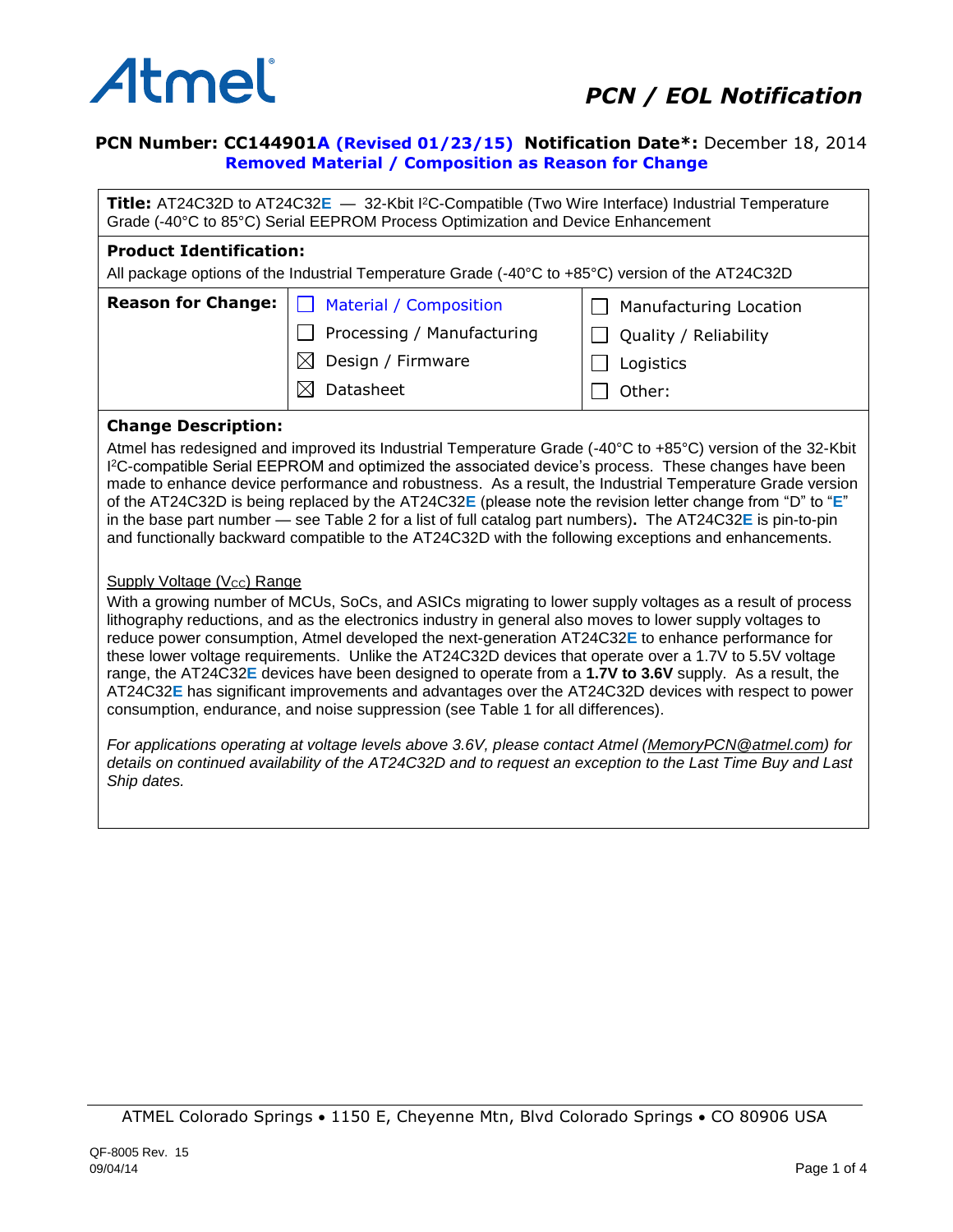Atmel

# PCN / EOL Notification

**PCN Number: CC144901A (Revised 01/23/15)** **Notification Date*:** December 18, 2014
**Removed Material / Composition as Reason for Change**

**Title:** AT24C32D to AT24C32**E** — 32-Kbit I²C-Compatible (Two Wire Interface) Industrial Temperature Grade (-40°C to 85°C) Serial EEPROM Process Optimization and Device Enhancement

**Product Identification:**
All package options of the Industrial Temperature Grade (-40°C to +85°C) version of the AT24C32D

| **Reason for Change:** | | |
|---|---|---|
| | ☐ Material / Composition | ☐ Manufacturing Location |
| | ☐ Processing / Manufacturing | ☐ Quality / Reliability |
| | ☒ Design / Firmware | ☐ Logistics |
| | ☒ Datasheet | ☐ Other: |

**Change Description:**

Atmel has redesigned and improved its Industrial Temperature Grade (-40°C to +85°C) version of the 32-Kbit I²C-compatible Serial EEPROM and optimized the associated device's process. These changes have been made to enhance device performance and robustness. As a result, the Industrial Temperature Grade version of the AT24C32D is being replaced by the AT24C32**E** (please note the revision letter change from "D" to "**E**" in the base part number — see Table 2 for a list of full catalog part numbers)**.** The AT24C32**E** is pin-to-pin and functionally backward compatible to the AT24C32D with the following exceptions and enhancements.

Supply Voltage ($V_{CC}$) Range

With a growing number of MCUs, SoCs, and ASICs migrating to lower supply voltages as a result of process lithography reductions, and as the electronics industry in general also moves to lower supply voltages to reduce power consumption, Atmel developed the next-generation AT24C32**E** to enhance performance for these lower voltage requirements. Unlike the AT24C32D devices that operate over a 1.7V to 5.5V voltage range, the AT24C32**E** devices have been designed to operate from a **1.7V to 3.6V** supply. As a result, the AT24C32**E** has significant improvements and advantages over the AT24C32D devices with respect to power consumption, endurance, and noise suppression (see Table 1 for all differences).

*For applications operating at voltage levels above 3.6V, please contact Atmel (MemoryPCN@atmel.com) for details on continued availability of the AT24C32D and to request an exception to the Last Time Buy and Last Ship dates.*

ATMEL Colorado Springs • 1150 E, Cheyenne Mtn, Blvd Colorado Springs • CO 80906 USA

QF-8005 Rev. 15
09/04/14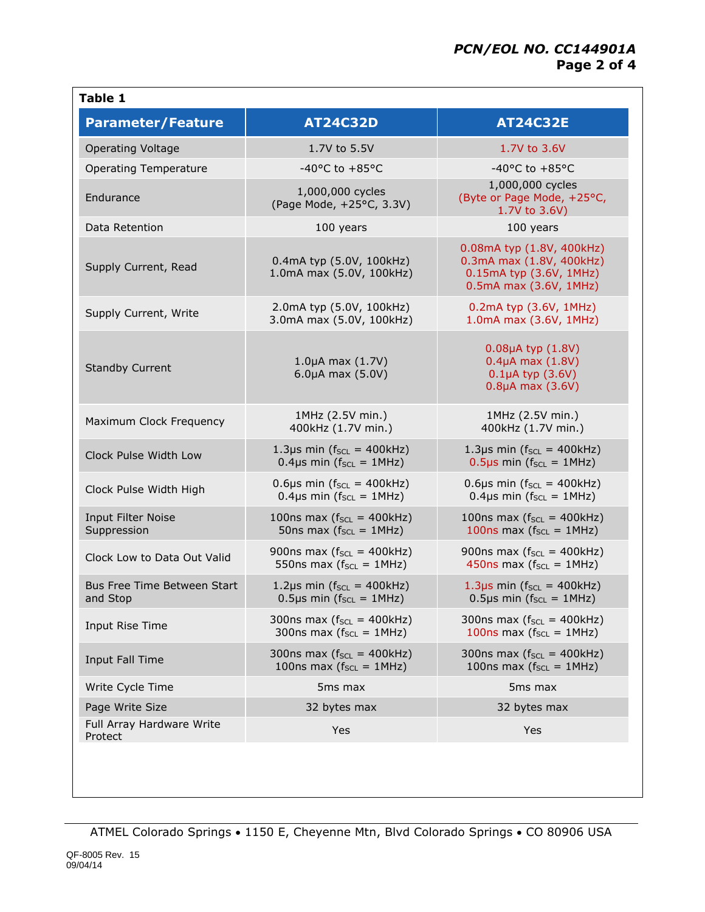**Table 1**

| Parameter/Feature | AT24C32D | AT24C32E |
|---|---|---|
| Operating Voltage | 1.7V to 5.5V | 1.7V to 3.6V |
| Operating Temperature | -40°C to +85°C | -40°C to +85°C |
| Endurance | 1,000,000 cycles (Page Mode, +25°C, 3.3V) | 1,000,000 cycles (Byte or Page Mode, +25°C, 1.7V to 3.6V) |
| Data Retention | 100 years | 100 years |
| Supply Current, Read | 0.4mA typ (5.0V, 100kHz)<br>1.0mA max (5.0V, 100kHz) | 0.08mA typ (1.8V, 400kHz)<br>0.3mA max (1.8V, 400kHz)<br>0.15mA typ (3.6V, 1MHz)<br>0.5mA max (3.6V, 1MHz) |
| Supply Current, Write | 2.0mA typ (5.0V, 100kHz)<br>3.0mA max (5.0V, 100kHz) | 0.2mA typ (3.6V, 1MHz)<br>1.0mA max (3.6V, 1MHz) |
| Standby Current | 1.0µA max (1.7V)<br>6.0µA max (5.0V) | 0.08µA typ (1.8V)<br>0.4µA max (1.8V)<br>0.1µA typ (3.6V)<br>0.8µA max (3.6V) |
| Maximum Clock Frequency | 1MHz (2.5V min.)<br>400kHz (1.7V min.) | 1MHz (2.5V min.)<br>400kHz (1.7V min.) |
| Clock Pulse Width Low | 1.3µs min ($f_{SCL}$ = 400kHz)<br>0.4µs min ($f_{SCL}$ = 1MHz) | 1.3µs min ($f_{SCL}$ = 400kHz)<br>0.5µs min ($f_{SCL}$ = 1MHz) |
| Clock Pulse Width High | 0.6µs min ($f_{SCL}$ = 400kHz)<br>0.4µs min ($f_{SCL}$ = 1MHz) | 0.6µs min ($f_{SCL}$ = 400kHz)<br>0.4µs min ($f_{SCL}$ = 1MHz) |
| Input Filter Noise Suppression | 100ns max ($f_{SCL}$ = 400kHz)<br>50ns max ($f_{SCL}$ = 1MHz) | 100ns max ($f_{SCL}$ = 400kHz)<br>100ns max ($f_{SCL}$ = 1MHz) |
| Clock Low to Data Out Valid | 900ns max ($f_{SCL}$ = 400kHz)<br>550ns max ($f_{SCL}$ = 1MHz) | 900ns max ($f_{SCL}$ = 400kHz)<br>450ns max ($f_{SCL}$ = 1MHz) |
| Bus Free Time Between Start and Stop | 1.2µs min ($f_{SCL}$ = 400kHz)<br>0.5µs min ($f_{SCL}$ = 1MHz) | 1.3µs min ($f_{SCL}$ = 400kHz)<br>0.5µs min ($f_{SCL}$ = 1MHz) |
| Input Rise Time | 300ns max ($f_{SCL}$ = 400kHz)<br>300ns max ($f_{SCL}$ = 1MHz) | 300ns max ($f_{SCL}$ = 400kHz)<br>100ns max ($f_{SCL}$ = 1MHz) |
| Input Fall Time | 300ns max ($f_{SCL}$ = 400kHz)<br>100ns max ($f_{SCL}$ = 1MHz) | 300ns max ($f_{SCL}$ = 400kHz)<br>100ns max ($f_{SCL}$ = 1MHz) |
| Write Cycle Time | 5ms max | 5ms max |
| Page Write Size | 32 bytes max | 32 bytes max |
| Full Array Hardware Write Protect | Yes | Yes |

ATMEL Colorado Springs • 1150 E, Cheyenne Mtn, Blvd Colorado Springs • CO 80906 USA

QF-8005 Rev. 15
09/04/14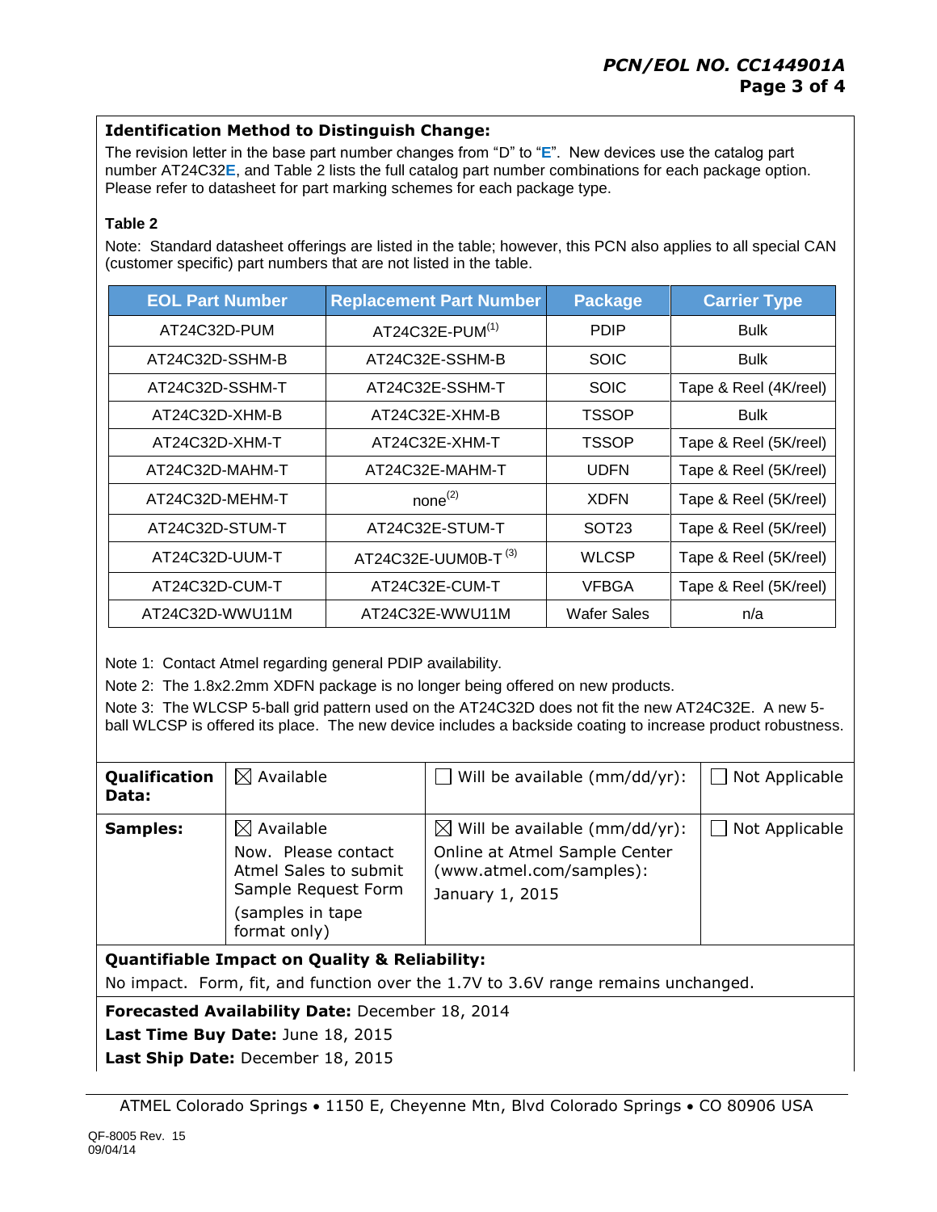### Identification Method to Distinguish Change:

The revision letter in the base part number changes from "D" to "**E**". New devices use the catalog part number AT24C32**E**, and Table 2 lists the full catalog part number combinations for each package option. Please refer to datasheet for part marking schemes for each package type.

**Table 2**

Note: Standard datasheet offerings are listed in the table; however, this PCN also applies to all special CAN (customer specific) part numbers that are not listed in the table.

| EOL Part Number | Replacement Part Number | Package | Carrier Type |
|---|---|---|---|
| AT24C32D-PUM | AT24C32E-PUM(1) | PDIP | Bulk |
| AT24C32D-SSHM-B | AT24C32E-SSHM-B | SOIC | Bulk |
| AT24C32D-SSHM-T | AT24C32E-SSHM-T | SOIC | Tape & Reel (4K/reel) |
| AT24C32D-XHM-B | AT24C32E-XHM-B | TSSOP | Bulk |
| AT24C32D-XHM-T | AT24C32E-XHM-T | TSSOP | Tape & Reel (5K/reel) |
| AT24C32D-MAHM-T | AT24C32E-MAHM-T | UDFN | Tape & Reel (5K/reel) |
| AT24C32D-MEHM-T | none(2) | XDFN | Tape & Reel (5K/reel) |
| AT24C32D-STUM-T | AT24C32E-STUM-T | SOT23 | Tape & Reel (5K/reel) |
| AT24C32D-UUM-T | AT24C32E-UUM0B-T (3) | WLCSP | Tape & Reel (5K/reel) |
| AT24C32D-CUM-T | AT24C32E-CUM-T | VFBGA | Tape & Reel (5K/reel) |
| AT24C32D-WWU11M | AT24C32E-WWU11M | Wafer Sales | n/a |

Note 1: Contact Atmel regarding general PDIP availability.

Note 2: The 1.8x2.2mm XDFN package is no longer being offered on new products.

Note 3: The WLCSP 5-ball grid pattern used on the AT24C32D does not fit the new AT24C32E. A new 5-ball WLCSP is offered its place. The new device includes a backside coating to increase product robustness.

| | | | |
|---|---|---|---|
| **Qualification Data:** | ☒ Available | ☐ Will be available (mm/dd/yr): | ☐ Not Applicable |
| **Samples:** | ☒ Available<br>Now. Please contact Atmel Sales to submit Sample Request Form<br>(samples in tape format only) | ☒ Will be available (mm/dd/yr):<br>Online at Atmel Sample Center (www.atmel.com/samples):<br>January 1, 2015 | ☐ Not Applicable |

**Quantifiable Impact on Quality & Reliability:**

No impact. Form, fit, and function over the 1.7V to 3.6V range remains unchanged.

**Forecasted Availability Date:** December 18, 2014

**Last Time Buy Date:** June 18, 2015

**Last Ship Date:** December 18, 2015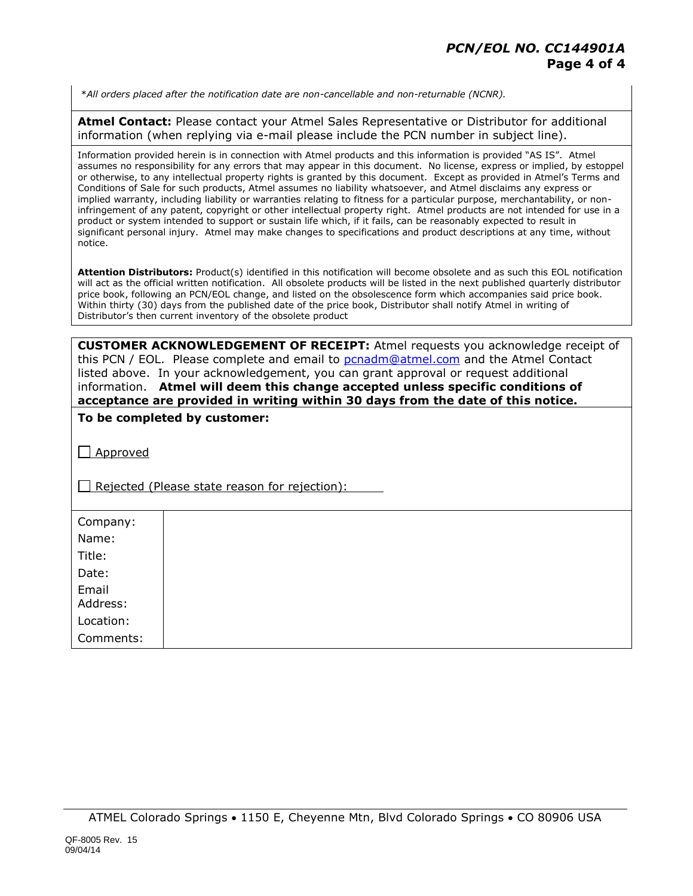*All orders placed after the notification date are non-cancellable and non-returnable (NCNR).

**Atmel Contact:** Please contact your Atmel Sales Representative or Distributor for additional information (when replying via e-mail please include the PCN number in subject line).

Information provided herein is in connection with Atmel products and this information is provided "AS IS". Atmel assumes no responsibility for any errors that may appear in this document. No license, express or implied, by estoppel or otherwise, to any intellectual property rights is granted by this document. Except as provided in Atmel's Terms and Conditions of Sale for such products, Atmel assumes no liability whatsoever, and Atmel disclaims any express or implied warranty, including liability or warranties relating to fitness for a particular purpose, merchantability, or non-infringement of any patent, copyright or other intellectual property right. Atmel products are not intended for use in a product or system intended to support or sustain life which, if it fails, can be reasonably expected to result in significant personal injury. Atmel may make changes to specifications and product descriptions at any time, without notice.

**Attention Distributors:** Product(s) identified in this notification will become obsolete and as such this EOL notification will act as the official written notification. All obsolete products will be listed in the next published quarterly distributor price book, following an PCN/EOL change, and listed on the obsolescence form which accompanies said price book. Within thirty (30) days from the published date of the price book, Distributor shall notify Atmel in writing of Distributor's then current inventory of the obsolete product

**CUSTOMER ACKNOWLEDGEMENT OF RECEIPT:** Atmel requests you acknowledge receipt of this PCN / EOL. Please complete and email to pcnadm@atmel.com and the Atmel Contact listed above. In your acknowledgement, you can grant approval or request additional information. **Atmel will deem this change accepted unless specific conditions of acceptance are provided in writing within 30 days from the date of this notice.**

**To be completed by customer:**

☐ Approved

☐ Rejected (Please state reason for rejection):

| | |
|---|---|
| Company: | |
| Name: | |
| Title: | |
| Date: | |
| Email Address: | |
| Location: | |
| Comments: | |

ATMEL Colorado Springs • 1150 E, Cheyenne Mtn, Blvd Colorado Springs • CO 80906 USA

QF-8005 Rev. 15
09/04/14